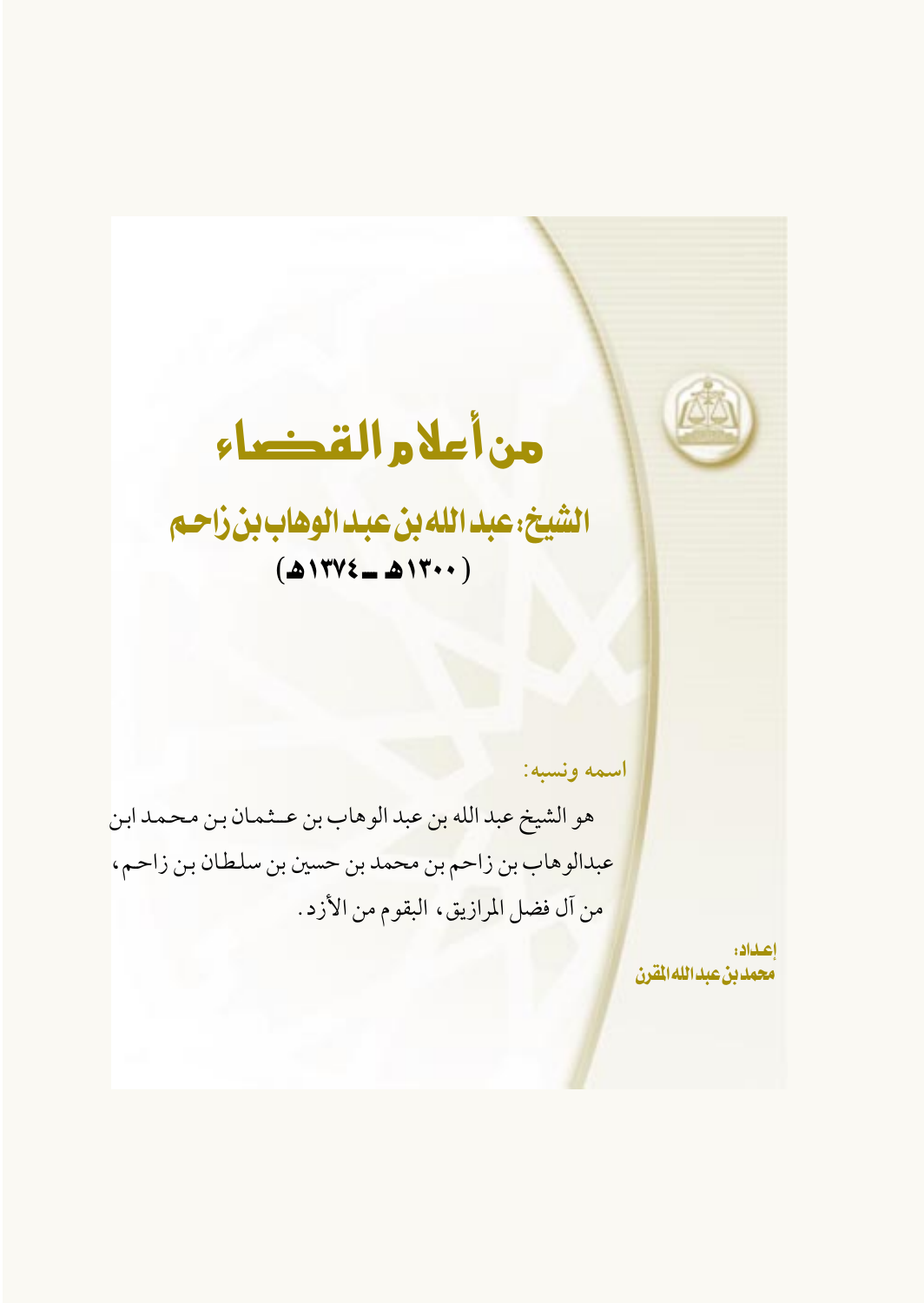# من أعلام القضاء

## الشيخ: عبد الله بن عبد الوهاب بن زاحم

## (١٣٠٠هـ ـ ١٣٧٤هـ)

### اسمه ونسبه:

هو الشيخ عبد الله بن عبد الوهاب بن عثمان بن محمد ابن عبدالوهاب بن زاحم بن محمد بن حسين بن سلطان بن زاحم، من آل فضل المرازيق، البقوم من الأزد.

**إعداد:**
**محمد بن عبد الله المقرن**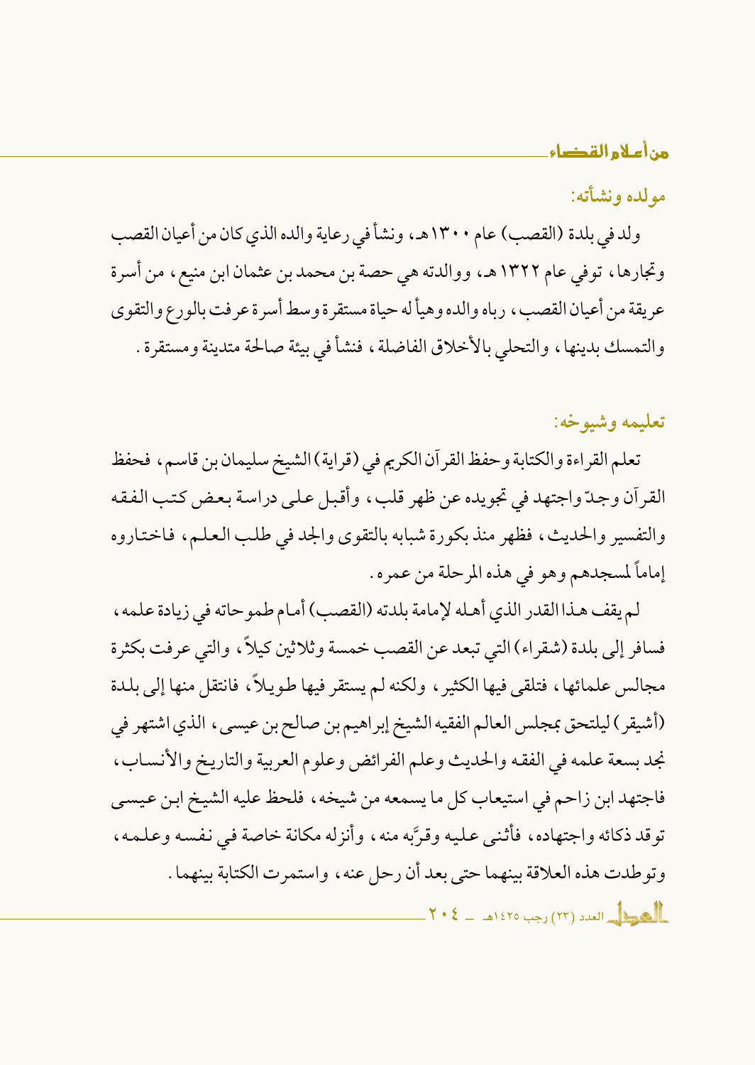## مولده ونشأته:

ولد في بلدة (القصب) عام ١٣٠٠هـ، ونشأ في رعاية والده الذي كان من أعيان القصب وتجارها، توفي عام ١٣٢٢هـ، ووالدته هي حصة بن محمد بن عثمان ابن منيع، من أسرة عريقة من أعيان القصب، رباه والده وهيأ له حياة مستقرة وسط أسرة عرفت بالورع والتقوى والتمسك بدينها، والتحلي بالأخلاق الفاضلة، فنشأ في بيئة صالحة متدينة ومستقرة.

## تعليمه وشيوخه:

تعلم القراءة والكتابة وحفظ القرآن الكريم في (قراية) الشيخ سليمان بن قاسم، فحفظ القرآن وجدّ واجتهد في تجويده عن ظهر قلب، وأقبل على دراسة بعض كتب الفقه والتفسير والحديث، فظهر منذ بكورة شبابه بالتقوى والجد في طلب العلم، فاختاروه إماماً لمسجدهم وهو في هذه المرحلة من عمره.

لم يقف هذا القدر الذي أهله لإمامة بلدته (القصب) أمام طموحاته في زيادة علمه، فسافر إلى بلدة (شقراء) التي تبعد عن القصب خمسة وثلاثين كيلاً، والتي عرفت بكثرة مجالس علمائها، فتلقى فيها الكثير، ولكنه لم يستقر فيها طويلاً، فانتقل منها إلى بلدة (أشيقر) ليلتحق بمجلس العالم الفقيه الشيخ إبراهيم بن صالح بن عيسى، الذي اشتهر في نجد بسعة علمه في الفقه والحديث وعلم الفرائض وعلوم العربية والتاريخ والأنساب، فاجتهد ابن زاحم في استيعاب كل ما يسمعه من شيخه، فلحظ عليه الشيخ ابن عيسى توقد ذكائه واجتهاده، فأثنى عليه وقرَّبه منه، وأنزله مكانة خاصة في نفسه وعلمه، وتوطدت هذه العلاقة بينهما حتى بعد أن رحل عنه، واستمرت الكتابة بينهما.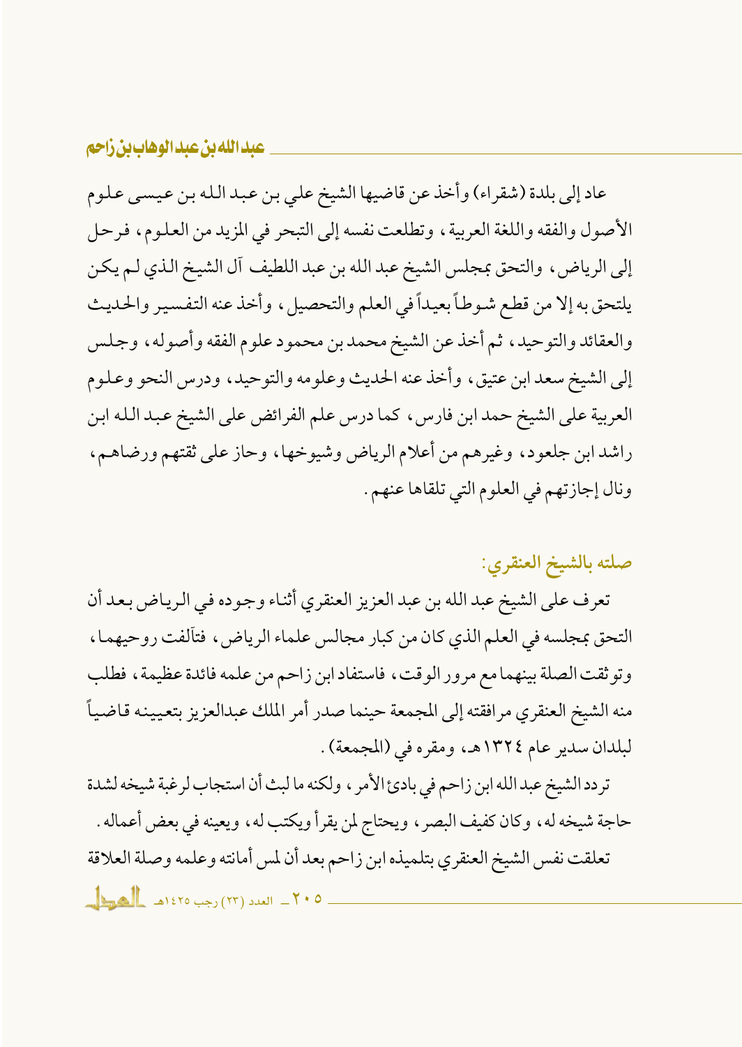عاد إلى بلدة (شقراء) وأخذ عن قاضيها الشيخ علي بن عبد الله بن عيسى علوم الأصول والفقه واللغة العربية، وتطلعت نفسه إلى التبحر في المزيد من العلوم، فرحل إلى الرياض، والتحق بمجلس الشيخ عبد الله بن عبد اللطيف آل الشيخ الذي لم يكن يلتحق به إلا من قطع شوطاً بعيداً في العلم والتحصيل، وأخذ عنه التفسير والحديث والعقائد والتوحيد، ثم أخذ عن الشيخ محمد بن محمود علوم الفقه وأصوله، وجلس إلى الشيخ سعد ابن عتيق، وأخذ عنه الحديث وعلومه والتوحيد، ودرس النحو وعلوم العربية على الشيخ حمد ابن فارس، كما درس علم الفرائض على الشيخ عبد الله ابن راشد ابن جلعود، وغيرهم من أعلام الرياض وشيوخها، وحاز على ثقتهم ورضاهم، ونال إجازتهم في العلوم التي تلقاها عنهم.

## صلته بالشيخ العنقري:

تعرف على الشيخ عبد الله بن عبد العزيز العنقري أثناء وجوده في الرياض بعد أن التحق بمجلسه في العلم الذي كان من كبار مجالس علماء الرياض، فتآلفت روحيهما، وتوثقت الصلة بينهما مع مرور الوقت، فاستفاد ابن زاحم من علمه فائدة عظيمة، فطلب منه الشيخ العنقري مرافقته إلى المجمعة حينما صدر أمر الملك عبدالعزيز بتعيينه قاضياً لبلدان سدير عام ١٣٢٤هـ، ومقره في (المجمعة).

تردد الشيخ عبد الله ابن زاحم في بادئ الأمر، ولكنه ما لبث أن استجاب لرغبة شيخه لشدة حاجة شيخه له، وكان كفيف البصر، ويحتاج لمن يقرأ ويكتب له، ويعينه في بعض أعماله.

تعلقت نفس الشيخ العنقري بتلميذه ابن زاحم بعد أن لمس أمانته وعلمه وصلة العلاقة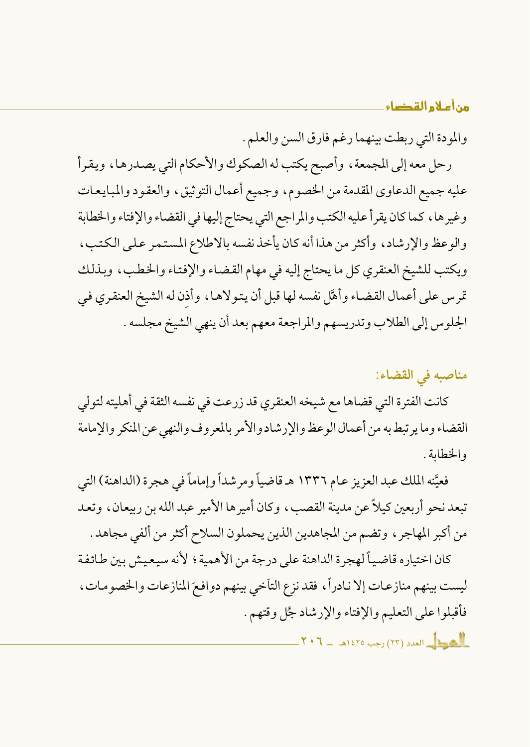والمودة التي ربطت بينهما رغم فارق السن والعلم.

رحل معه إلى المجمعة، وأصبح يكتب له الصكوك والأحكام التي يصدرها، ويقرأ عليه جميع الدعاوى المقدمة من الخصوم، وجميع أعمال التوثيق، والعقود والمبايعات وغيرها، كما كان يقرأ عليه الكتب والمراجع التي يحتاج إليها في القضاء والإفتاء والخطابة والوعظ والإرشاد، وأكثر من هذا أنه كان يأخذ نفسه بالاطلاع المستمر على الكتب، ويكتب للشيخ العنقري كل ما يحتاج إليه في مهام القضاء والإفتاء والخطب، وبذلك تمرس على أعمال القضاء وأهَّل نفسه لها قبل أن يتولاها، وأذِن له الشيخ العنقري في الجلوس إلى الطلاب وتدريسهم والمراجعة معهم بعد أن ينهي الشيخ مجلسه.

## مناصبه في القضاء:

كانت الفترة التي قضاها مع شيخه العنقري قد زرعت في نفسه الثقة في أهليته لتولي القضاء وما يرتبط به من أعمال الوعظ والإرشاد والأمر بالمعروف والنهي عن المنكر والإمامة والخطابة.

فعيَّنه الملك عبد العزيز عام ١٣٣٦ هـ قاضياً ومرشداً وإماماً في هجرة (الداهنة) التي تبعد نحو أربعين كيلاً عن مدينة القصب، وكان أميرها الأمير عبد الله بن ربيعان، وتعد من أكبر المهاجر، وتضم من المجاهدين الذين يحملون السلاح أكثر من ألفي مجاهد.

كان اختياره قاضياً لهجرة الداهنة على درجة من الأهمية؛ لأنه سيعيش بين طائفة ليست بينهم منازعات إلا نادراً، فقد نزع التآخي بينهم دوافعَ المنازعات والخصومات، فأقبلوا على التعليم والإفتاء والإرشاد جُل وقتهم.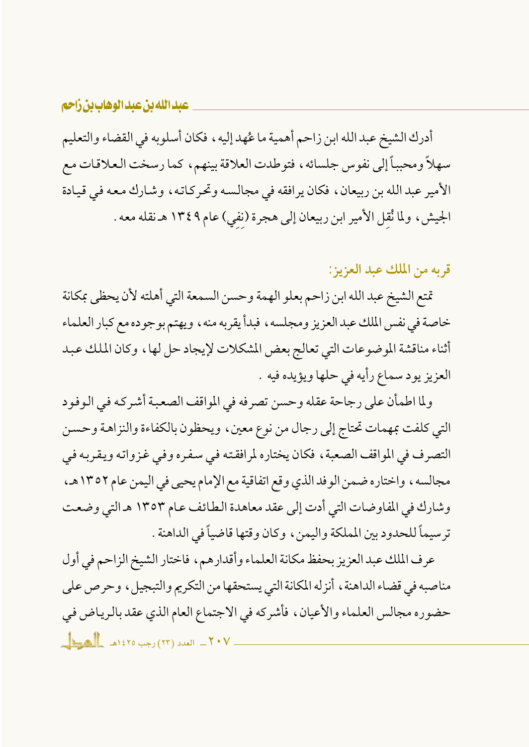أدرك الشيخ عبد الله ابن زاحم أهمية ما عُهد إليه ، فكان أسلوبه في القضاء والتعليم سهلاً ومحبباً إلى نفوس جلسائه ، فتوطدت العلاقة بينهم ، كما رسخت العلاقات مع الأمير عبد الله بن ربيعان ، فكان يرافقه في مجالسه وتحركاته ، وشارك معه في قيادة الجيش ، ولما نُقِل الأمير ابن ربيعان إلى هجرة (نِفِي) عام ١٣٤٩ هـ نقله معه .

## قربه من الملك عبد العزيز:

تمتع الشيخ عبد الله ابن زاحم بعلو الهمة وحسن السمعة التي أهلته لأن يحظى بمكانة خاصة في نفس الملك عبد العزيز ومجلسه ، فبدأ يقربه منه ، ويهتم بوجوده مع كبار العلماء أثناء مناقشة الموضوعات التي تعالج بعض المشكلات لإيجاد حل لها ، وكان الملك عبد العزيز يود سماع رأيه في حلها ويؤيده فيه .

ولما اطمأن على رجاحة عقله وحسن تصرفه في المواقف الصعبة أشركه في الوفود التي كلفت بمهمات تحتاج إلى رجال من نوع معين ، ويحظون بالكفاءة والنزاهة وحسن التصرف في المواقف الصعبة ، فكان يختاره لمرافقته في سفره وفي غزواته ويقربه في مجالسه ، واختاره ضمن الوفد الذي وقع اتفاقية مع الإمام يحيى في اليمن عام ١٣٥٢ هـ ، وشارك في المفاوضات التي أدت إلى عقد معاهدة الطائف عام ١٣٥٣ هـ التي وضعت ترسيماً للحدود بين المملكة واليمن ، وكان وقتها قاضياً في الداهنة .

عرف الملك عبد العزيز بحفظ مكانة العلماء وأقدارهم ، فاختار الشيخ الزاحم في أول مناصبه في قضاء الداهنة ، أنزله المكانة التي يستحقها من التكريم والتبجيل ، وحرص على حضوره مجالس العلماء والأعيان ، فأشركه في الاجتماع العام الذي عقد بالرياض في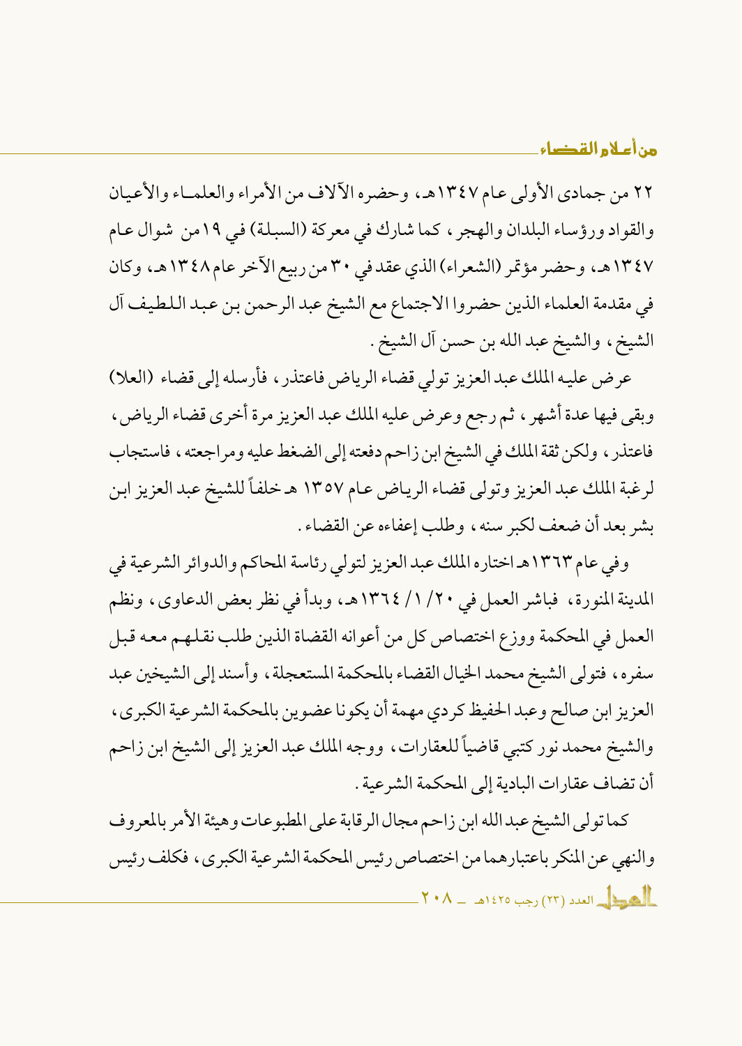٢٢ من جمادى الأولى عام ١٣٤٧هـ، وحضره الآلاف من الأمراء والعلماء والأعيان والقواد ورؤساء البلدان والهجر، كما شارك في معركة (السبلة) في ١٩ من شوال عام ١٣٤٧هـ، وحضر مؤتمر (الشعراء) الذي عقد في ٣٠ من ربيع الآخر عام ١٣٤٨هـ، وكان في مقدمة العلماء الذين حضروا الاجتماع مع الشيخ عبد الرحمن بن عبد اللطيف آل الشيخ، والشيخ عبد الله بن حسن آل الشيخ.

عرض عليه الملك عبد العزيز تولي قضاء الرياض فاعتذر، فأرسله إلى قضاء (العلا) وبقي فيها عدة أشهر، ثم رجع وعرض عليه الملك عبد العزيز مرة أخرى قضاء الرياض، فاعتذر، ولكن ثقة الملك في الشيخ ابن زاحم دفعته إلى الضغط عليه ومراجعته، فاستجاب لرغبة الملك عبد العزيز وتولى قضاء الرياض عام ١٣٥٧ هـ خلفاً للشيخ عبد العزيز ابن بشر بعد أن ضعف لكبر سنه، وطلب إعفاءه عن القضاء.

وفي عام ١٣٦٣هـ اختاره الملك عبد العزيز لتولي رئاسة المحاكم والدوائر الشرعية في المدينة المنورة، فباشر العمل في ٢٠/ ١/ ١٣٦٤هـ، وبدأ في نظر بعض الدعاوى، ونظم العمل في المحكمة ووزع اختصاص كل من أعوانه القضاة الذين طلب نقلهم معه قبل سفره، فتولى الشيخ محمد الخيال القضاء بالمحكمة المستعجلة، وأسند إلى الشيخين عبد العزيز ابن صالح وعبد الحفيظ كردي مهمة أن يكونا عضوين بالمحكمة الشرعية الكبرى، والشيخ محمد نور كتبي قاضياً للعقارات، ووجه الملك عبد العزيز إلى الشيخ ابن زاحم أن تضاف عقارات البادية إلى المحكمة الشرعية.

كما تولى الشيخ عبد الله ابن زاحم مجال الرقابة على المطبوعات وهيئة الأمر بالمعروف والنهي عن المنكر باعتبارهما من اختصاص رئيس المحكمة الشرعية الكبرى، فكلف رئيس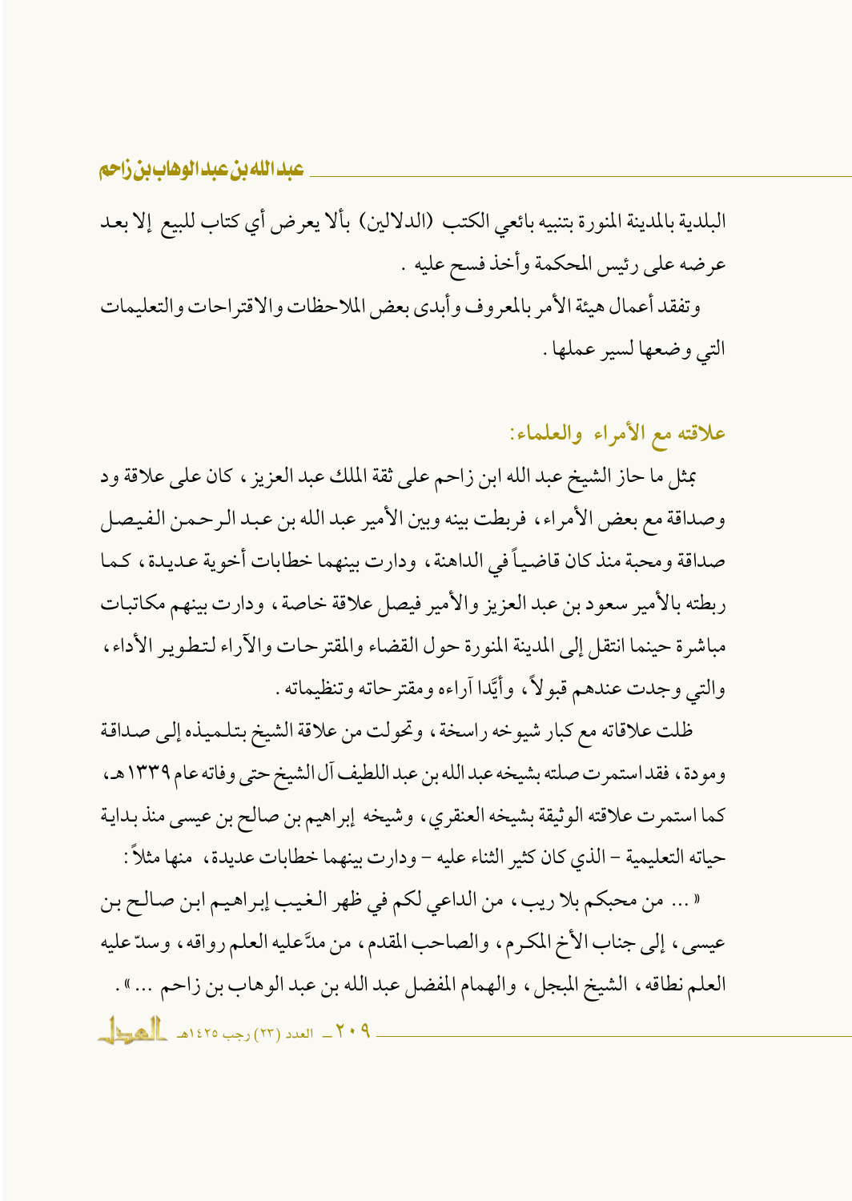البلدية بالمدينة المنورة بتنبيه بائعي الكتب (الدلالين) بألا يعرض أي كتاب للبيع إلا بعد عرضه على رئيس المحكمة وأخذ فسح عليه .

وتفقد أعمال هيئة الأمر بالمعروف وأبدى بعض الملاحظات والاقتراحات والتعليمات التي وضعها لسير عملها .

## علاقته مع الأمراء والعلماء:

بمثل ما حاز الشيخ عبد الله ابن زاحم على ثقة الملك عبد العزيز ، كان على علاقة ود وصداقة مع بعض الأمراء ، فربطت بينه وبين الأمير عبد الله بن عبد الرحمن الفيصل صداقة ومحبة منذ كان قاضياً في الداهنة ، ودارت بينهما خطابات أخوية عديدة ، كما ربطته بالأمير سعود بن عبد العزيز والأمير فيصل علاقة خاصة ، ودارت بينهم مكاتبات مباشرة حينما انتقل إلى المدينة المنورة حول القضاء والمقترحات والآراء لتطوير الأداء ، والتي وجدت عندهم قبولاً ، وأيَّدا آراءه ومقترحاته وتنظيماته .

ظلت علاقاته مع كبار شيوخه راسخة ، وتحولت من علاقة الشيخ بتلميذه إلى صداقة ومودة ، فقد استمرت صلته بشيخه عبد الله بن عبد اللطيف آل الشيخ حتى وفاته عام ١٣٣٩هـ ، كما استمرت علاقته الوثيقة بشيخه العنقري ، وشيخه إبراهيم بن صالح بن عيسى منذ بداية حياته التعليمية – الذي كان كثير الثناء عليه – ودارت بينهما خطابات عديدة ، منها مثلاً :

« ... من محبكم بلا ريب ، من الداعي لكم في ظهر الغيب إبراهيم ابن صالح بن عيسى ، إلى جناب الأخ المكرم ، والصاحب المقدم ، من مدَّ عليه العلم رواقه ، وسدّ عليه العلم نطاقه ، الشيخ المبجل ، والهمام المفضل عبد الله بن عبد الوهاب بن زاحم ... » .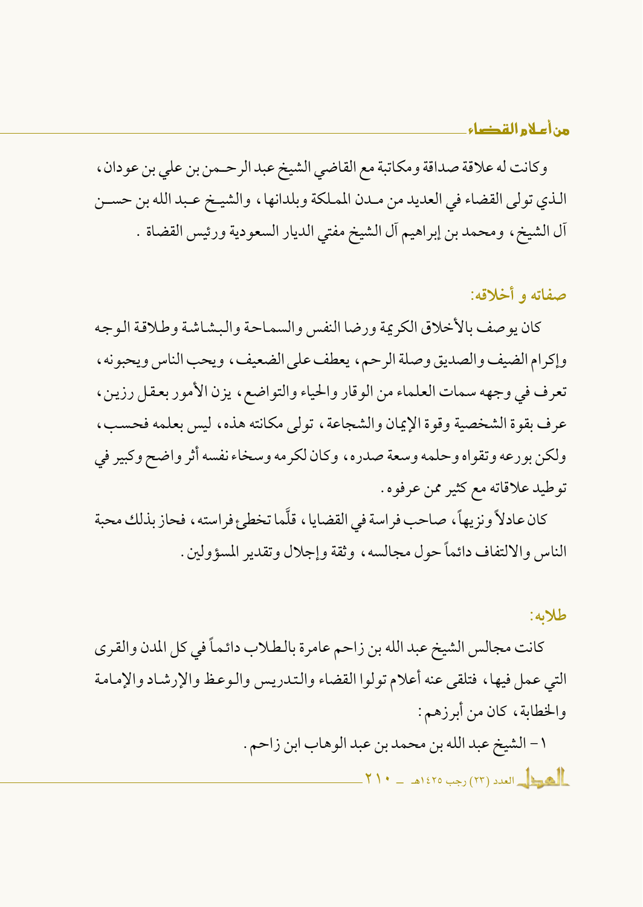وكانت له علاقة صداقة ومكاتبة مع القاضي الشيخ عبد الرحمن بن علي بن عودان، الذي تولى القضاء في العديد من مدن المملكة وبلدانها، والشيخ عبد الله بن حسن آل الشيخ، ومحمد بن إبراهيم آل الشيخ مفتي الديار السعودية ورئيس القضاة .

## صفاته و أخلاقه:

كان يوصف بالأخلاق الكريمة ورضا النفس والسماحة والبشاشة وطلاقة الوجه وإكرام الضيف والصديق وصلة الرحم، يعطف على الضعيف، ويحب الناس ويحبونه، تعرف في وجهه سمات العلماء من الوقار والحياء والتواضع، يزن الأمور بعقل رزين، عرف بقوة الشخصية وقوة الإيمان والشجاعة، تولى مكانته هذه، ليس بعلمه فحسب، ولكن بورعه وتقواه وحلمه وسعة صدره، وكان لكرمه وسخاء نفسه أثر واضح وكبير في توطيد علاقاته مع كثير ممن عرفوه.

كان عادلاً ونزيهاً، صاحب فراسة في القضايا، قلّما تخطئ فراسته، فحاز بذلك محبة الناس والالتفاف دائماً حول مجالسه، وثقة وإجلال وتقدير المسؤولين.

## طلابه:

كانت مجالس الشيخ عبد الله بن زاحم عامرة بالطلاب دائماً في كل المدن والقرى التي عمل فيها، فتلقى عنه أعلام تولوا القضاء والتدريس والوعظ والإرشاد والإمامة والخطابة، كان من أبرزهم:

١- الشيخ عبد الله بن محمد بن عبد الوهاب ابن زاحم.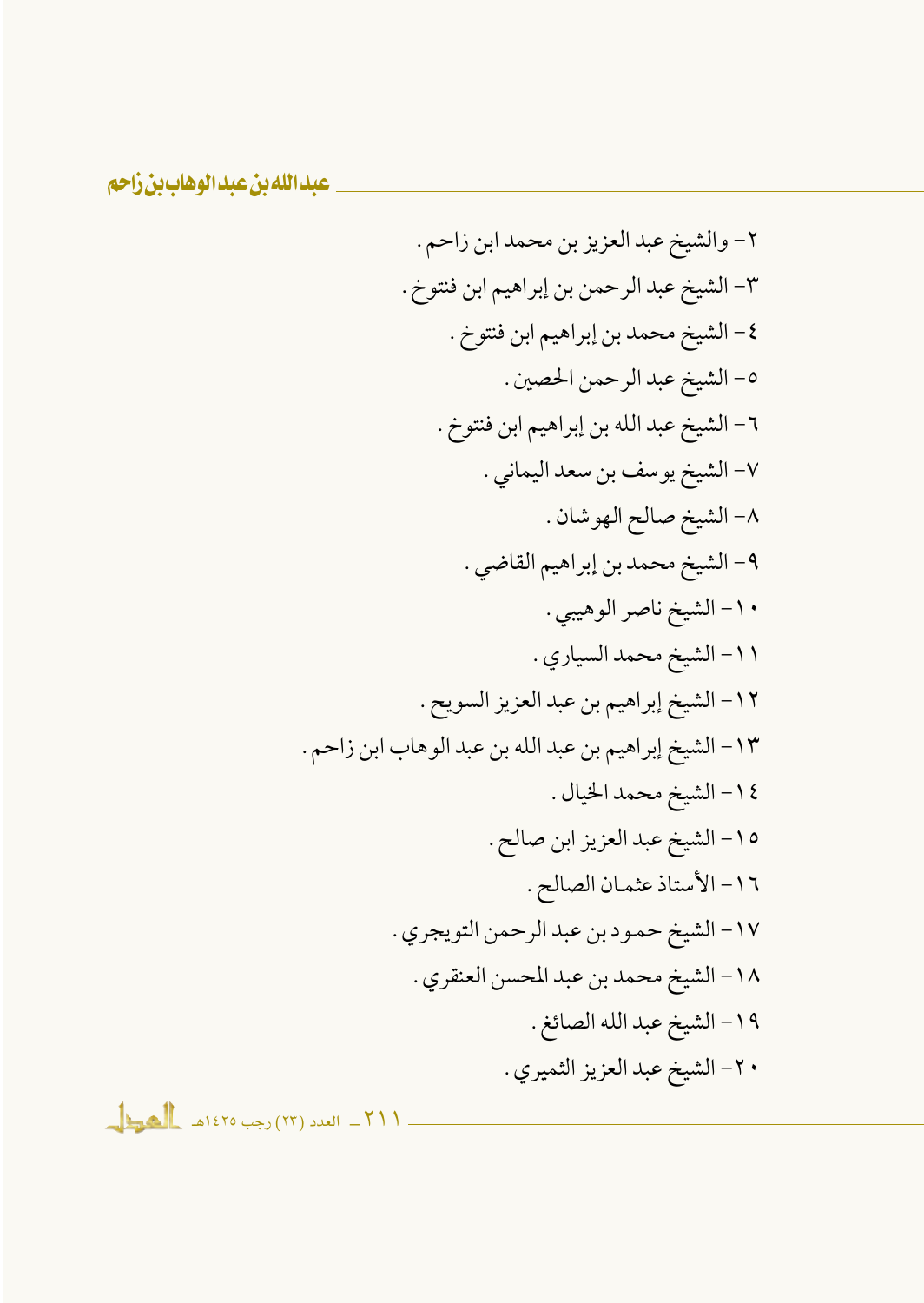٢- والشيخ عبد العزيز بن محمد ابن زاحم .

٣- الشيخ عبد الرحمن بن إبراهيم ابن فنتوخ .

٤- الشيخ محمد بن إبراهيم ابن فنتوخ .

٥- الشيخ عبد الرحمن الحصين .

٦- الشيخ عبد الله بن إبراهيم ابن فنتوخ .

٧- الشيخ يوسف بن سعد اليماني .

٨- الشيخ صالح الهوشان .

٩- الشيخ محمد بن إبراهيم القاضي .

١٠- الشيخ ناصر الوهيبي .

١١- الشيخ محمد السياري .

١٢- الشيخ إبراهيم بن عبد العزيز السويح .

١٣- الشيخ إبراهيم بن عبد الله بن عبد الوهاب ابن زاحم .

١٤- الشيخ محمد الخيال .

١٥- الشيخ عبد العزيز ابن صالح .

١٦- الأستاذ عثمان الصالح .

١٧- الشيخ حمود بن عبد الرحمن التويجري .

١٨- الشيخ محمد بن عبد المحسن العنقري .

١٩- الشيخ عبد الله الصائغ .

٢٠- الشيخ عبد العزيز الثميري .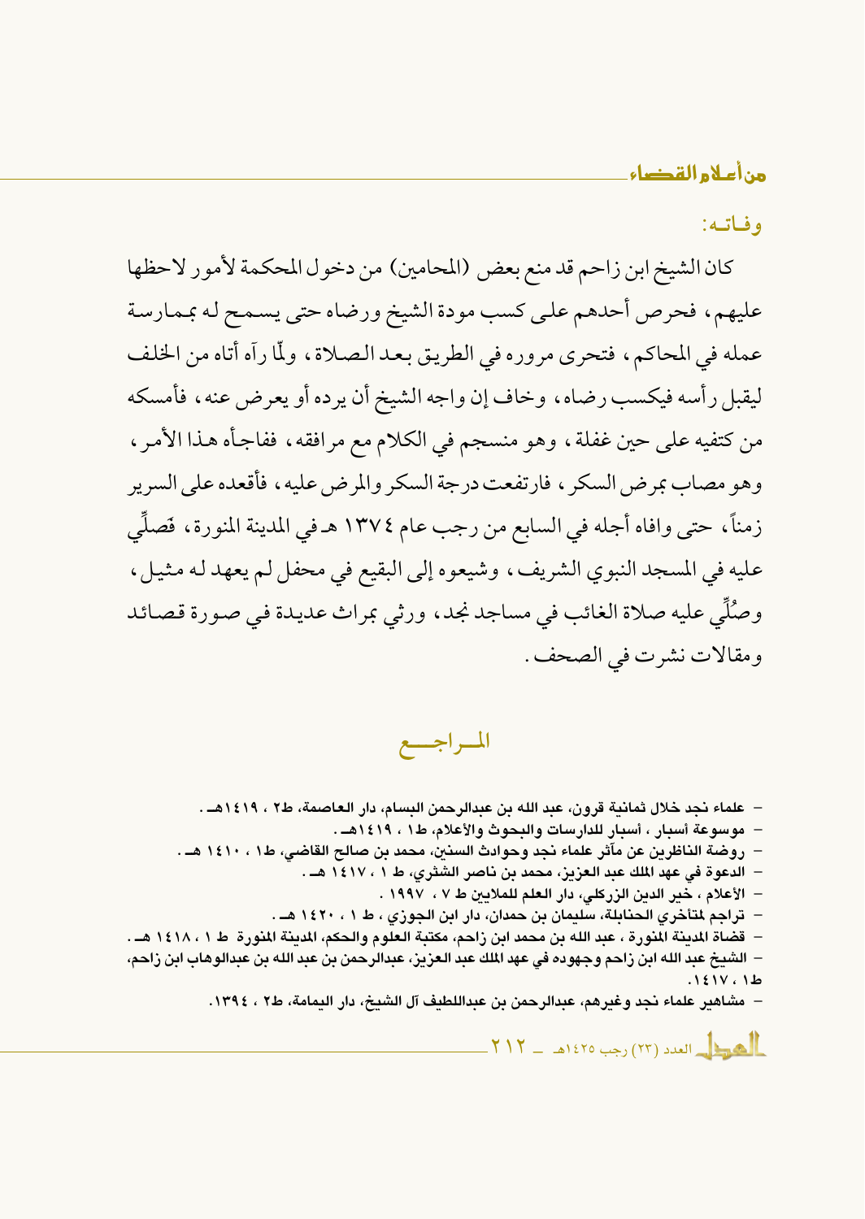## وفاته:

كان الشيخ ابن زاحم قد منع بعض (المحامين) من دخول المحكمة لأمور لاحظها عليهم، فحرص أحدهم على كسب مودة الشيخ ورضاه حتى يسمح له بممارسة عمله في المحاكم، فتحرى مروره في الطريق بعد الصلاة، ولمّا رآه أتاه من الخلف ليقبل رأسه فيكسب رضاه، وخاف إن واجه الشيخ أن يرده أو يعرض عنه، فأمسكه من كتفيه على حين غفلة، وهو منسجم في الكلام مع مرافقه، ففاجأه هذا الأمر، وهو مصاب بمرض السكر، فارتفعت درجة السكر والمرض عليه، فأقعده على السرير زمناً، حتى وافاه أجله في السابع من رجب عام ١٣٧٤هـ في المدينة المنورة، فَصلِّي عليه في المسجد النبوي الشريف، وشيعوه إلى البقيع في محفل لم يعهد له مثيل، وصُلِّي عليه صلاة الغائب في مساجد نجد، ورثي بمراث عديدة في صورة قصائد ومقالات نشرت في الصحف.

## المراجع

- علماء نجد خلال ثمانية قرون، عبد الله بن عبدالرحمن البسام، دار العاصمة، ط٢ ، ١٤١٩هـ .
- موسوعة أسبار ، أسبار للدارسات والبحوث والأعلام، ط١ ، ١٤١٩هـ .
- روضة الناظرين عن مآثر علماء نجد وحوادث السنين، محمد بن صالح القاضي، ط١ ، ١٤١٠ هـ .
- الدعوة في عهد الملك عبد العزيز، محمد بن ناصر الشثري، ط ١ ، ١٤١٧ هـ .
- الأعلام ، خير الدين الزركلي، دار العلم للملايين ط ٧ ، ١٩٩٧ .
- تراجم لمتأخري الحنابلة، سليمان بن حمدان، دار ابن الجوزي ، ط ١ ، ١٤٢٠ هـ .
- قضاة المدينة المنورة ، عبد الله بن محمد ابن زاحم، مكتبة العلوم والحكم، المدينة المنورة ط ١ ، ١٤١٨ هـ .
- الشيخ عبد الله ابن زاحم وجهوده في عهد الملك عبد العزيز، عبدالرحمن بن عبد الله بن عبدالوهاب ابن زاحم، ط١ ، ١٤١٧.
- مشاهير علماء نجد وغيرهم، عبدالرحمن بن عبداللطيف آل الشيخ، دار اليمامة، ط٢ ، ١٣٩٤.